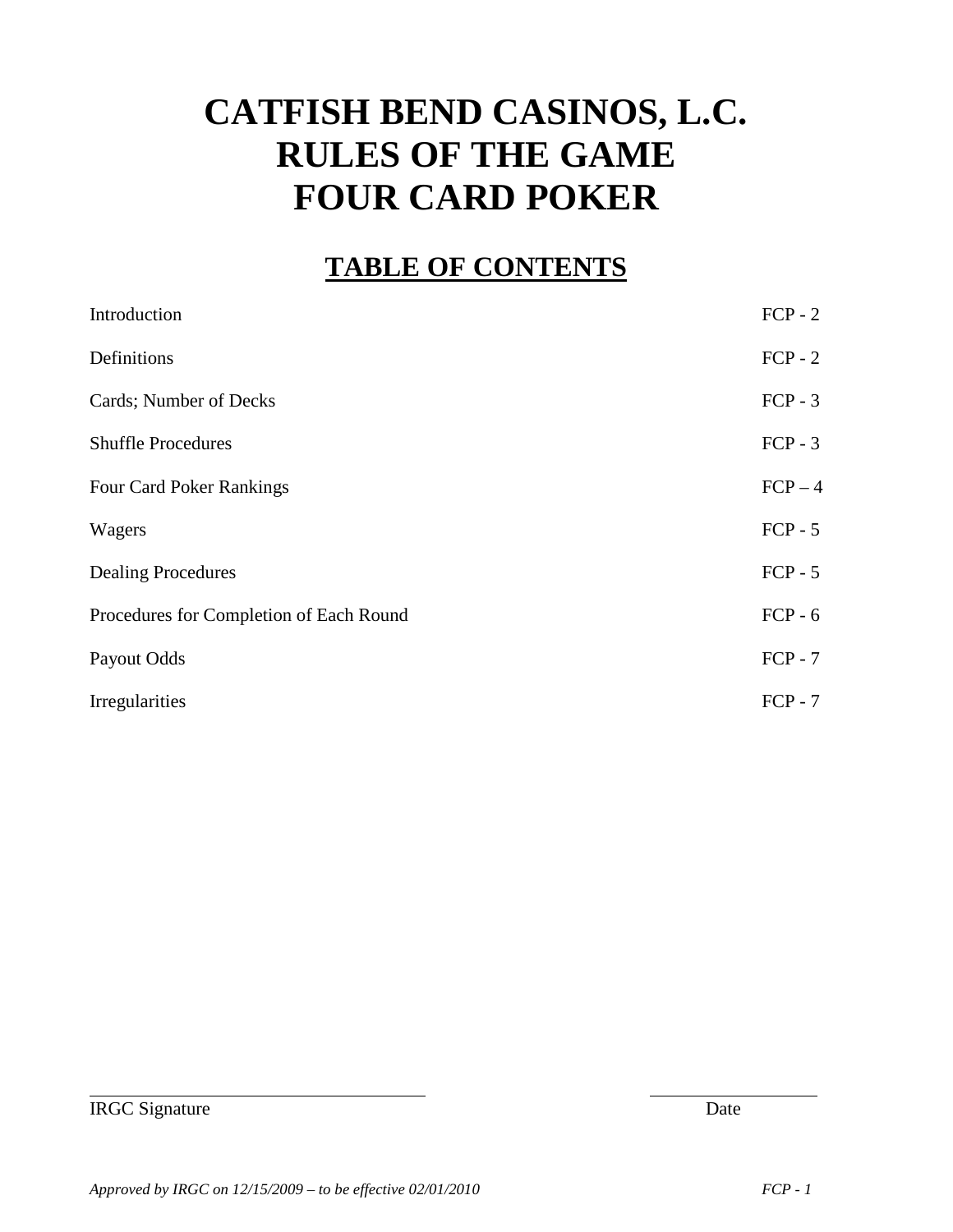# CATFISH BEND CASINOS, L.C.
# RULES OF THE GAME
# FOUR CARD POKER

## TABLE OF CONTENTS

| | |
|---|---|
| Introduction | FCP - 2 |
| Definitions | FCP - 2 |
| Cards; Number of Decks | FCP - 3 |
| Shuffle Procedures | FCP - 3 |
| Four Card Poker Rankings | FCP – 4 |
| Wagers | FCP - 5 |
| Dealing Procedures | FCP - 5 |
| Procedures for Completion of Each Round | FCP - 6 |
| Payout Odds | FCP - 7 |
| Irregularities | FCP - 7 |

IRGC Signature ______________________ Date ____________

*Approved by IRGC on 12/15/2009 – to be effective 02/01/2010*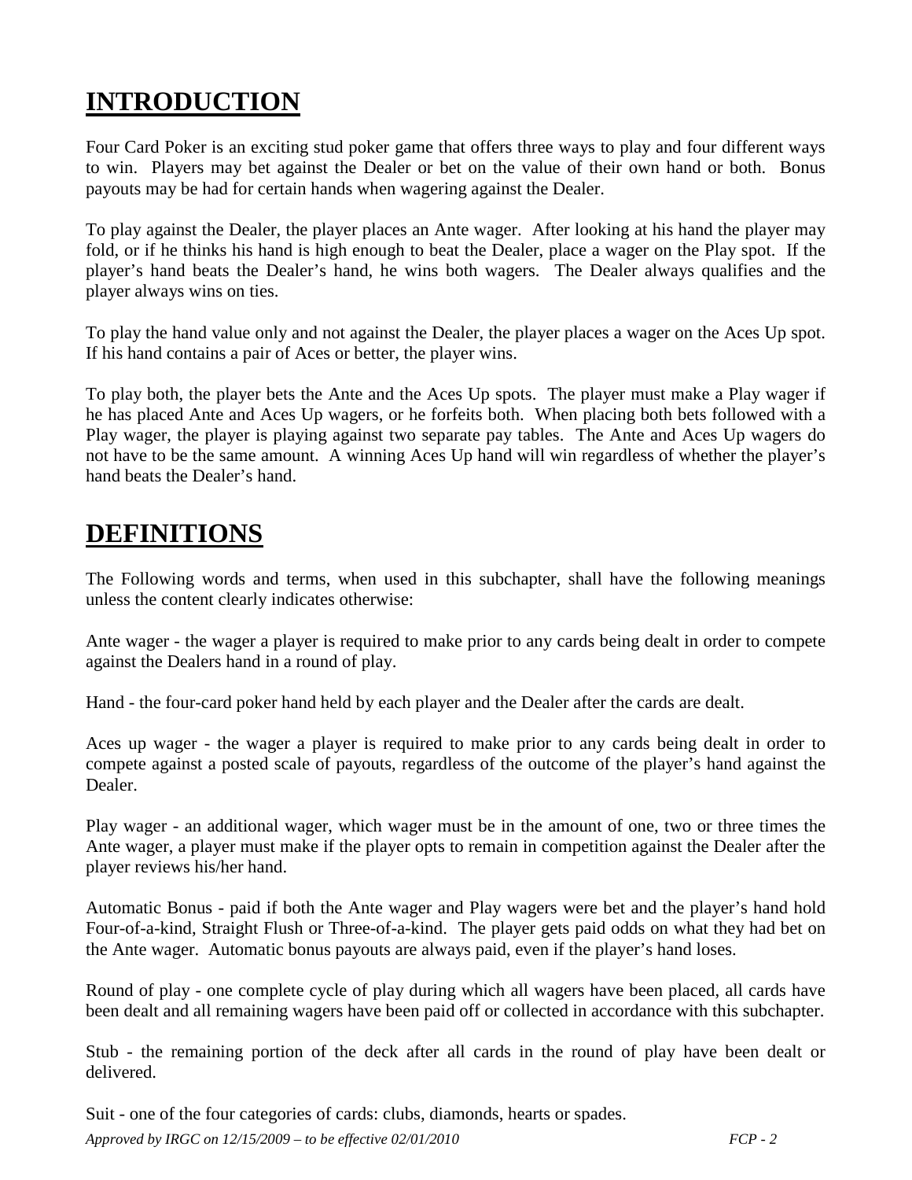# INTRODUCTION

Four Card Poker is an exciting stud poker game that offers three ways to play and four different ways to win. Players may bet against the Dealer or bet on the value of their own hand or both. Bonus payouts may be had for certain hands when wagering against the Dealer.

To play against the Dealer, the player places an Ante wager. After looking at his hand the player may fold, or if he thinks his hand is high enough to beat the Dealer, place a wager on the Play spot. If the player's hand beats the Dealer's hand, he wins both wagers. The Dealer always qualifies and the player always wins on ties.

To play the hand value only and not against the Dealer, the player places a wager on the Aces Up spot. If his hand contains a pair of Aces or better, the player wins.

To play both, the player bets the Ante and the Aces Up spots. The player must make a Play wager if he has placed Ante and Aces Up wagers, or he forfeits both. When placing both bets followed with a Play wager, the player is playing against two separate pay tables. The Ante and Aces Up wagers do not have to be the same amount. A winning Aces Up hand will win regardless of whether the player's hand beats the Dealer's hand.

# DEFINITIONS

The Following words and terms, when used in this subchapter, shall have the following meanings unless the content clearly indicates otherwise:

Ante wager - the wager a player is required to make prior to any cards being dealt in order to compete against the Dealers hand in a round of play.

Hand - the four-card poker hand held by each player and the Dealer after the cards are dealt.

Aces up wager - the wager a player is required to make prior to any cards being dealt in order to compete against a posted scale of payouts, regardless of the outcome of the player's hand against the Dealer.

Play wager - an additional wager, which wager must be in the amount of one, two or three times the Ante wager, a player must make if the player opts to remain in competition against the Dealer after the player reviews his/her hand.

Automatic Bonus - paid if both the Ante wager and Play wagers were bet and the player's hand hold Four-of-a-kind, Straight Flush or Three-of-a-kind. The player gets paid odds on what they had bet on the Ante wager. Automatic bonus payouts are always paid, even if the player's hand loses.

Round of play - one complete cycle of play during which all wagers have been placed, all cards have been dealt and all remaining wagers have been paid off or collected in accordance with this subchapter.

Stub - the remaining portion of the deck after all cards in the round of play have been dealt or delivered.

Suit - one of the four categories of cards: clubs, diamonds, hearts or spades.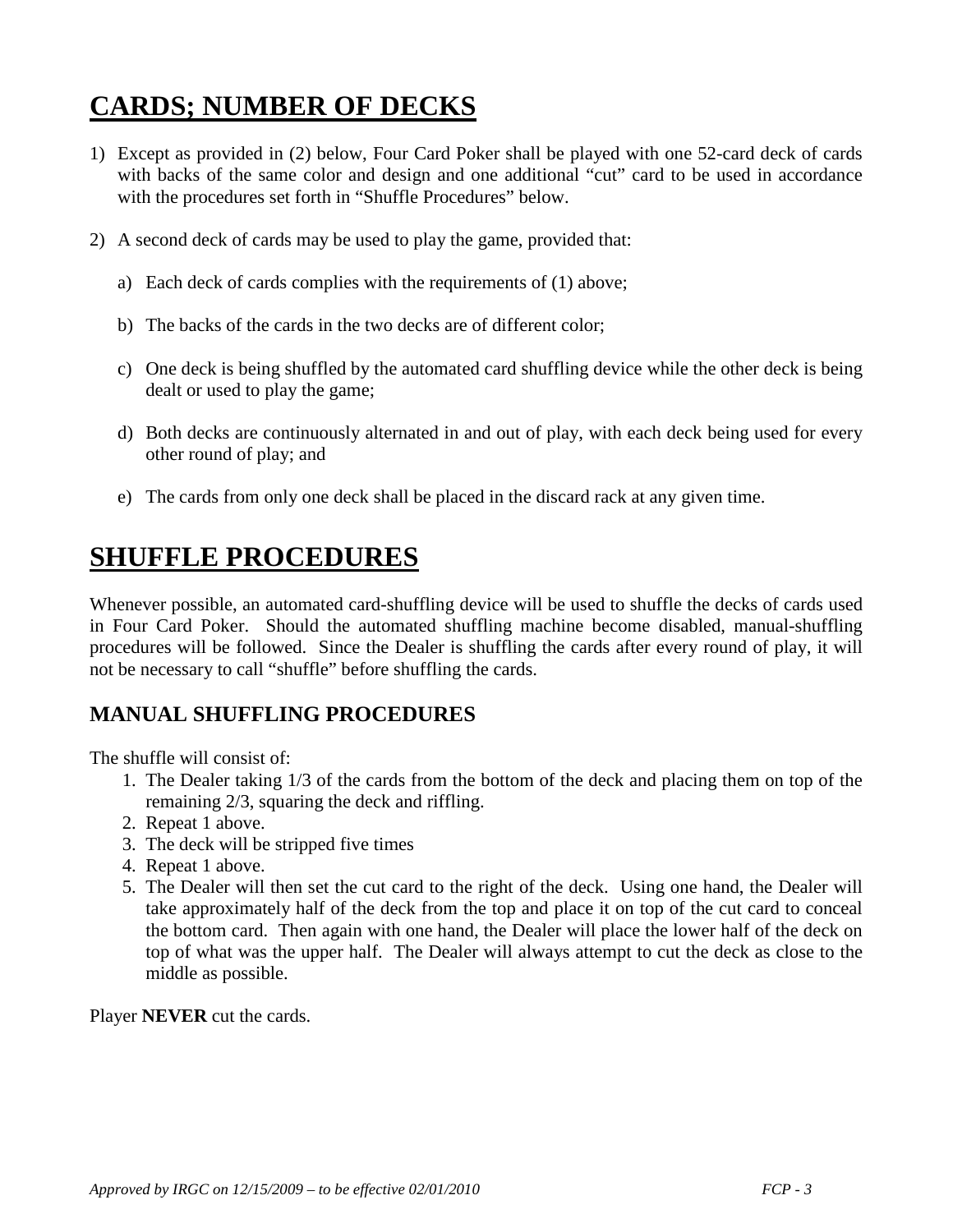# CARDS; NUMBER OF DECKS

1) Except as provided in (2) below, Four Card Poker shall be played with one 52-card deck of cards with backs of the same color and design and one additional "cut" card to be used in accordance with the procedures set forth in "Shuffle Procedures" below.

2) A second deck of cards may be used to play the game, provided that:

   a) Each deck of cards complies with the requirements of (1) above;

   b) The backs of the cards in the two decks are of different color;

   c) One deck is being shuffled by the automated card shuffling device while the other deck is being dealt or used to play the game;

   d) Both decks are continuously alternated in and out of play, with each deck being used for every other round of play; and

   e) The cards from only one deck shall be placed in the discard rack at any given time.

# SHUFFLE PROCEDURES

Whenever possible, an automated card-shuffling device will be used to shuffle the decks of cards used in Four Card Poker. Should the automated shuffling machine become disabled, manual-shuffling procedures will be followed. Since the Dealer is shuffling the cards after every round of play, it will not be necessary to call "shuffle" before shuffling the cards.

## MANUAL SHUFFLING PROCEDURES

The shuffle will consist of:

1. The Dealer taking 1/3 of the cards from the bottom of the deck and placing them on top of the remaining 2/3, squaring the deck and riffling.
2. Repeat 1 above.
3. The deck will be stripped five times
4. Repeat 1 above.
5. The Dealer will then set the cut card to the right of the deck. Using one hand, the Dealer will take approximately half of the deck from the top and place it on top of the cut card to conceal the bottom card. Then again with one hand, the Dealer will place the lower half of the deck on top of what was the upper half. The Dealer will always attempt to cut the deck as close to the middle as possible.

Player **NEVER** cut the cards.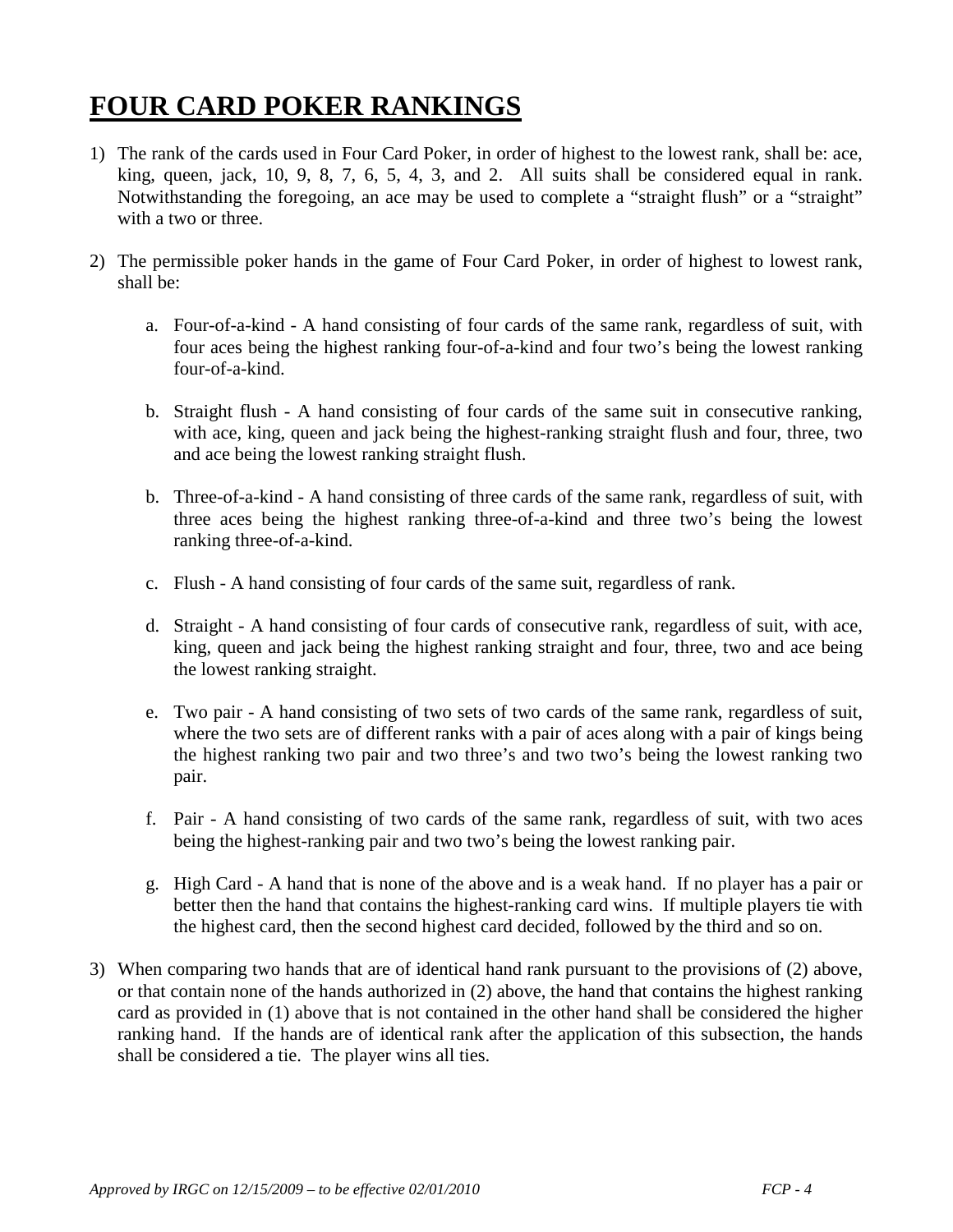# FOUR CARD POKER RANKINGS

1) The rank of the cards used in Four Card Poker, in order of highest to the lowest rank, shall be: ace, king, queen, jack, 10, 9, 8, 7, 6, 5, 4, 3, and 2. All suits shall be considered equal in rank. Notwithstanding the foregoing, an ace may be used to complete a "straight flush" or a "straight" with a two or three.

2) The permissible poker hands in the game of Four Card Poker, in order of highest to lowest rank, shall be:

   a. Four-of-a-kind - A hand consisting of four cards of the same rank, regardless of suit, with four aces being the highest ranking four-of-a-kind and four two's being the lowest ranking four-of-a-kind.

   b. Straight flush - A hand consisting of four cards of the same suit in consecutive ranking, with ace, king, queen and jack being the highest-ranking straight flush and four, three, two and ace being the lowest ranking straight flush.

   b. Three-of-a-kind - A hand consisting of three cards of the same rank, regardless of suit, with three aces being the highest ranking three-of-a-kind and three two's being the lowest ranking three-of-a-kind.

   c. Flush - A hand consisting of four cards of the same suit, regardless of rank.

   d. Straight - A hand consisting of four cards of consecutive rank, regardless of suit, with ace, king, queen and jack being the highest ranking straight and four, three, two and ace being the lowest ranking straight.

   e. Two pair - A hand consisting of two sets of two cards of the same rank, regardless of suit, where the two sets are of different ranks with a pair of aces along with a pair of kings being the highest ranking two pair and two three's and two two's being the lowest ranking two pair.

   f. Pair - A hand consisting of two cards of the same rank, regardless of suit, with two aces being the highest-ranking pair and two two's being the lowest ranking pair.

   g. High Card - A hand that is none of the above and is a weak hand. If no player has a pair or better then the hand that contains the highest-ranking card wins. If multiple players tie with the highest card, then the second highest card decided, followed by the third and so on.

3) When comparing two hands that are of identical hand rank pursuant to the provisions of (2) above, or that contain none of the hands authorized in (2) above, the hand that contains the highest ranking card as provided in (1) above that is not contained in the other hand shall be considered the higher ranking hand. If the hands are of identical rank after the application of this subsection, the hands shall be considered a tie. The player wins all ties.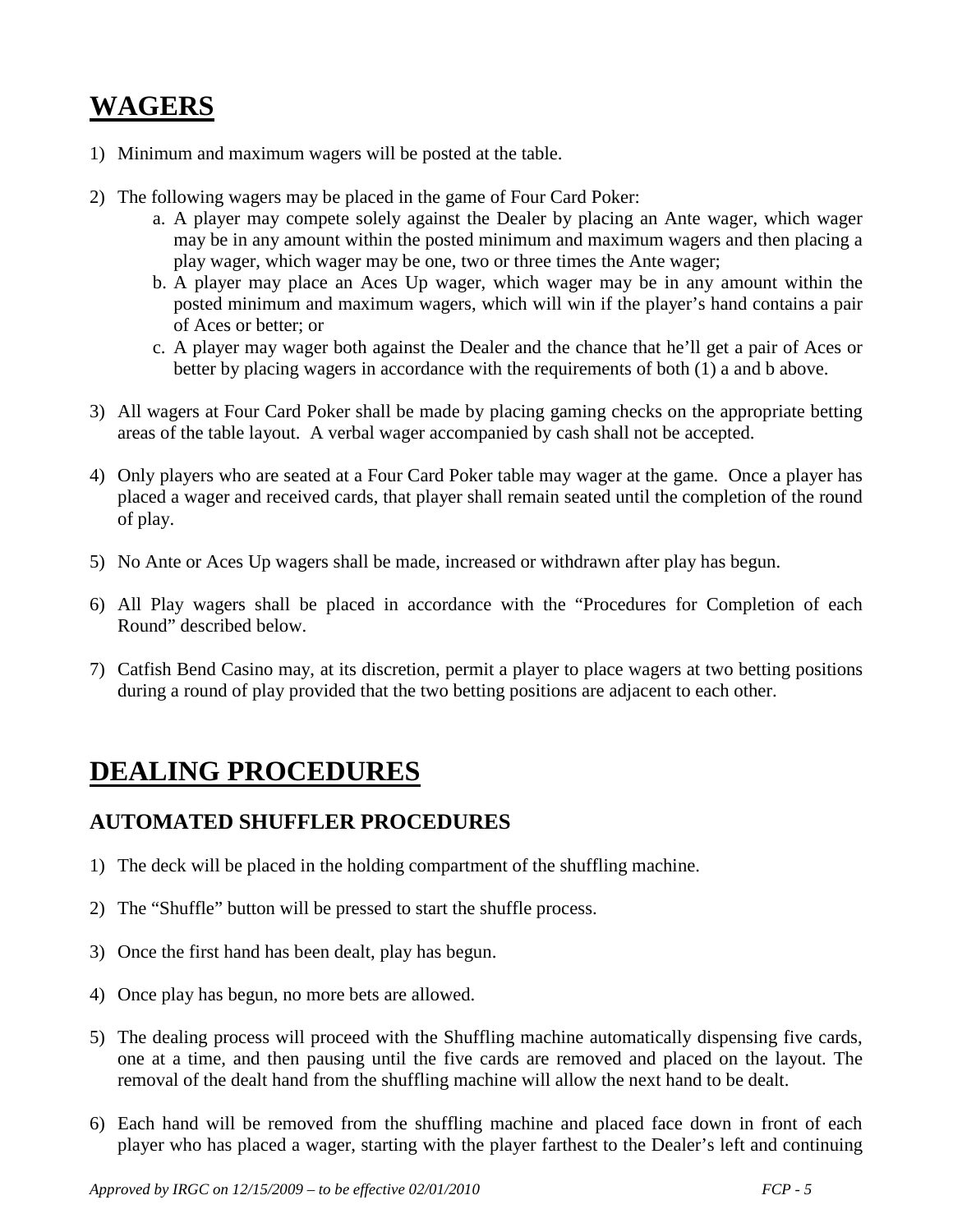# WAGERS

1) Minimum and maximum wagers will be posted at the table.

2) The following wagers may be placed in the game of Four Card Poker:
   a. A player may compete solely against the Dealer by placing an Ante wager, which wager may be in any amount within the posted minimum and maximum wagers and then placing a play wager, which wager may be one, two or three times the Ante wager;
   b. A player may place an Aces Up wager, which wager may be in any amount within the posted minimum and maximum wagers, which will win if the player's hand contains a pair of Aces or better; or
   c. A player may wager both against the Dealer and the chance that he'll get a pair of Aces or better by placing wagers in accordance with the requirements of both (1) a and b above.

3) All wagers at Four Card Poker shall be made by placing gaming checks on the appropriate betting areas of the table layout. A verbal wager accompanied by cash shall not be accepted.

4) Only players who are seated at a Four Card Poker table may wager at the game. Once a player has placed a wager and received cards, that player shall remain seated until the completion of the round of play.

5) No Ante or Aces Up wagers shall be made, increased or withdrawn after play has begun.

6) All Play wagers shall be placed in accordance with the "Procedures for Completion of each Round" described below.

7) Catfish Bend Casino may, at its discretion, permit a player to place wagers at two betting positions during a round of play provided that the two betting positions are adjacent to each other.

# DEALING PROCEDURES

## AUTOMATED SHUFFLER PROCEDURES

1) The deck will be placed in the holding compartment of the shuffling machine.

2) The "Shuffle" button will be pressed to start the shuffle process.

3) Once the first hand has been dealt, play has begun.

4) Once play has begun, no more bets are allowed.

5) The dealing process will proceed with the Shuffling machine automatically dispensing five cards, one at a time, and then pausing until the five cards are removed and placed on the layout. The removal of the dealt hand from the shuffling machine will allow the next hand to be dealt.

6) Each hand will be removed from the shuffling machine and placed face down in front of each player who has placed a wager, starting with the player farthest to the Dealer's left and continuing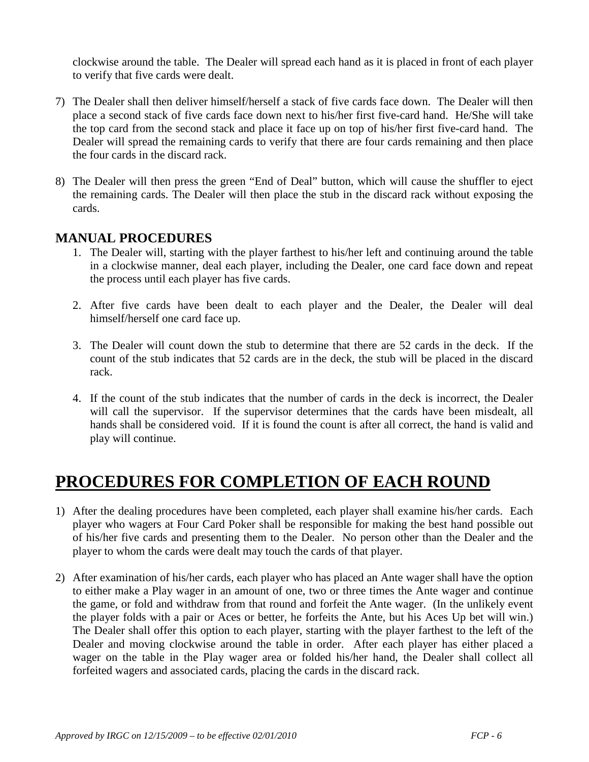clockwise around the table. The Dealer will spread each hand as it is placed in front of each player to verify that five cards were dealt.

7) The Dealer shall then deliver himself/herself a stack of five cards face down. The Dealer will then place a second stack of five cards face down next to his/her first five-card hand. He/She will take the top card from the second stack and place it face up on top of his/her first five-card hand. The Dealer will spread the remaining cards to verify that there are four cards remaining and then place the four cards in the discard rack.

8) The Dealer will then press the green "End of Deal" button, which will cause the shuffler to eject the remaining cards. The Dealer will then place the stub in the discard rack without exposing the cards.

### MANUAL PROCEDURES

1. The Dealer will, starting with the player farthest to his/her left and continuing around the table in a clockwise manner, deal each player, including the Dealer, one card face down and repeat the process until each player has five cards.

2. After five cards have been dealt to each player and the Dealer, the Dealer will deal himself/herself one card face up.

3. The Dealer will count down the stub to determine that there are 52 cards in the deck. If the count of the stub indicates that 52 cards are in the deck, the stub will be placed in the discard rack.

4. If the count of the stub indicates that the number of cards in the deck is incorrect, the Dealer will call the supervisor. If the supervisor determines that the cards have been misdealt, all hands shall be considered void. If it is found the count is after all correct, the hand is valid and play will continue.

## PROCEDURES FOR COMPLETION OF EACH ROUND

1) After the dealing procedures have been completed, each player shall examine his/her cards. Each player who wagers at Four Card Poker shall be responsible for making the best hand possible out of his/her five cards and presenting them to the Dealer. No person other than the Dealer and the player to whom the cards were dealt may touch the cards of that player.

2) After examination of his/her cards, each player who has placed an Ante wager shall have the option to either make a Play wager in an amount of one, two or three times the Ante wager and continue the game, or fold and withdraw from that round and forfeit the Ante wager. (In the unlikely event the player folds with a pair or Aces or better, he forfeits the Ante, but his Aces Up bet will win.) The Dealer shall offer this option to each player, starting with the player farthest to the left of the Dealer and moving clockwise around the table in order. After each player has either placed a wager on the table in the Play wager area or folded his/her hand, the Dealer shall collect all forfeited wagers and associated cards, placing the cards in the discard rack.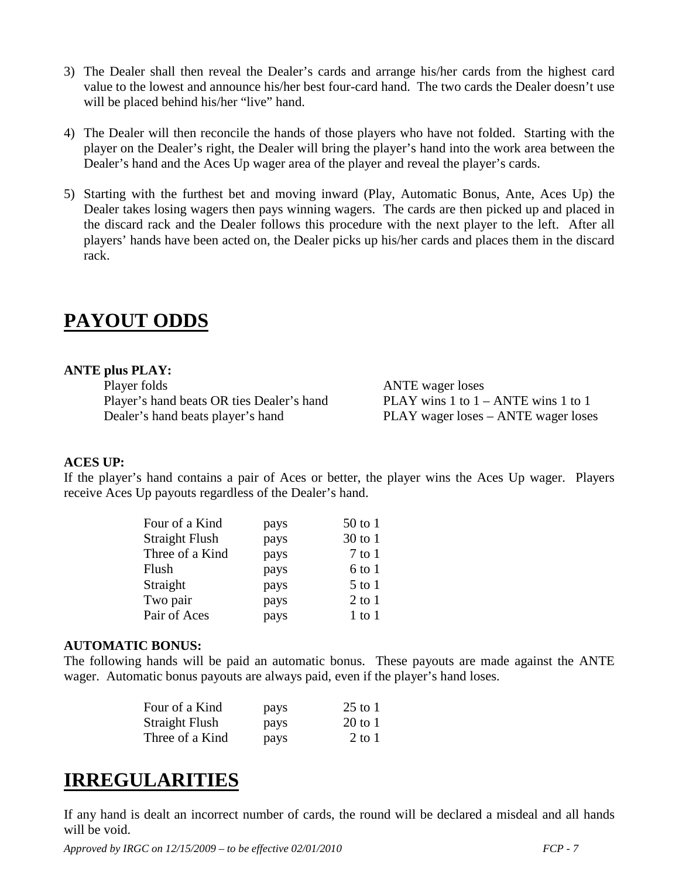3) The Dealer shall then reveal the Dealer's cards and arrange his/her cards from the highest card value to the lowest and announce his/her best four-card hand. The two cards the Dealer doesn't use will be placed behind his/her "live" hand.

4) The Dealer will then reconcile the hands of those players who have not folded. Starting with the player on the Dealer's right, the Dealer will bring the player's hand into the work area between the Dealer's hand and the Aces Up wager area of the player and reveal the player's cards.

5) Starting with the furthest bet and moving inward (Play, Automatic Bonus, Ante, Aces Up) the Dealer takes losing wagers then pays winning wagers. The cards are then picked up and placed in the discard rack and the Dealer follows this procedure with the next player to the left. After all players' hands have been acted on, the Dealer picks up his/her cards and places them in the discard rack.

# PAYOUT ODDS

**ANTE plus PLAY:**

| | |
|---|---|
| Player folds | ANTE wager loses |
| Player's hand beats OR ties Dealer's hand | PLAY wins 1 to 1 – ANTE wins 1 to 1 |
| Dealer's hand beats player's hand | PLAY wager loses – ANTE wager loses |

**ACES UP:**

If the player's hand contains a pair of Aces or better, the player wins the Aces Up wager. Players receive Aces Up payouts regardless of the Dealer's hand.

| | | |
|---|---|---|
| Four of a Kind | pays | 50 to 1 |
| Straight Flush | pays | 30 to 1 |
| Three of a Kind | pays | 7 to 1 |
| Flush | pays | 6 to 1 |
| Straight | pays | 5 to 1 |
| Two pair | pays | 2 to 1 |
| Pair of Aces | pays | 1 to 1 |

**AUTOMATIC BONUS:**

The following hands will be paid an automatic bonus. These payouts are made against the ANTE wager. Automatic bonus payouts are always paid, even if the player's hand loses.

| | | |
|---|---|---|
| Four of a Kind | pays | 25 to 1 |
| Straight Flush | pays | 20 to 1 |
| Three of a Kind | pays | 2 to 1 |

# IRREGULARITIES

If any hand is dealt an incorrect number of cards, the round will be declared a misdeal and all hands will be void.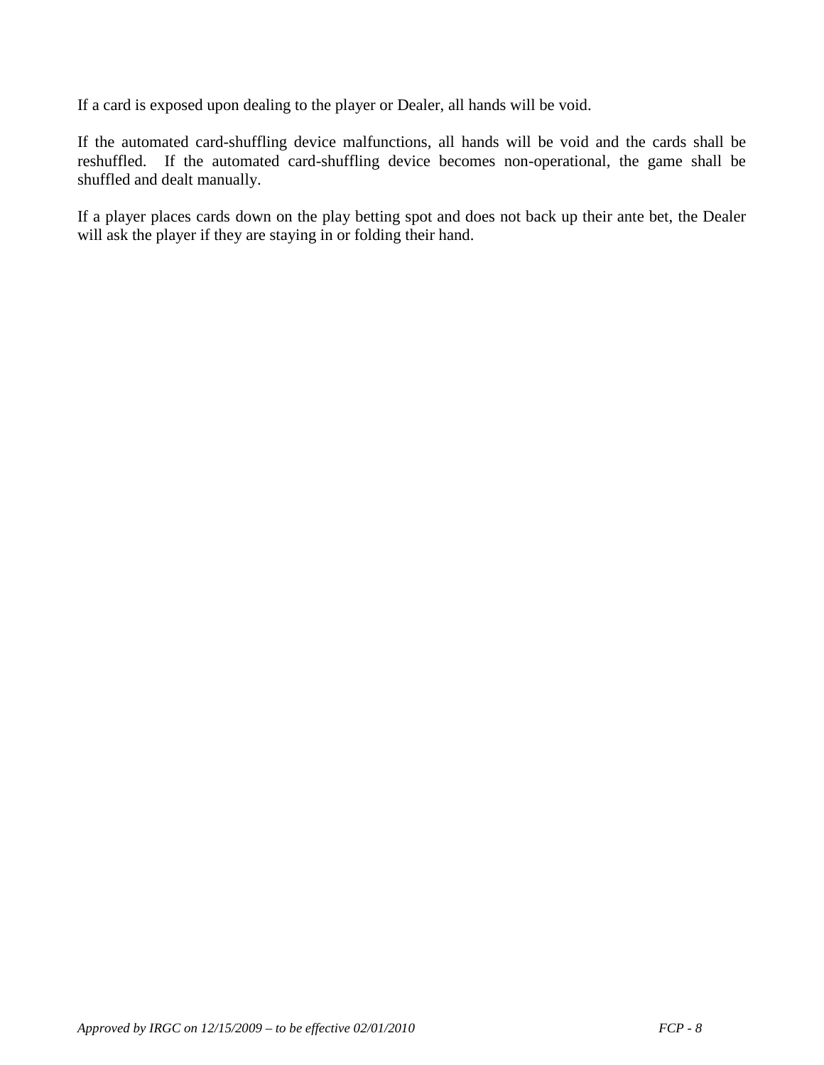If a card is exposed upon dealing to the player or Dealer, all hands will be void.

If the automated card-shuffling device malfunctions, all hands will be void and the cards shall be reshuffled. If the automated card-shuffling device becomes non-operational, the game shall be shuffled and dealt manually.

If a player places cards down on the play betting spot and does not back up their ante bet, the Dealer will ask the player if they are staying in or folding their hand.